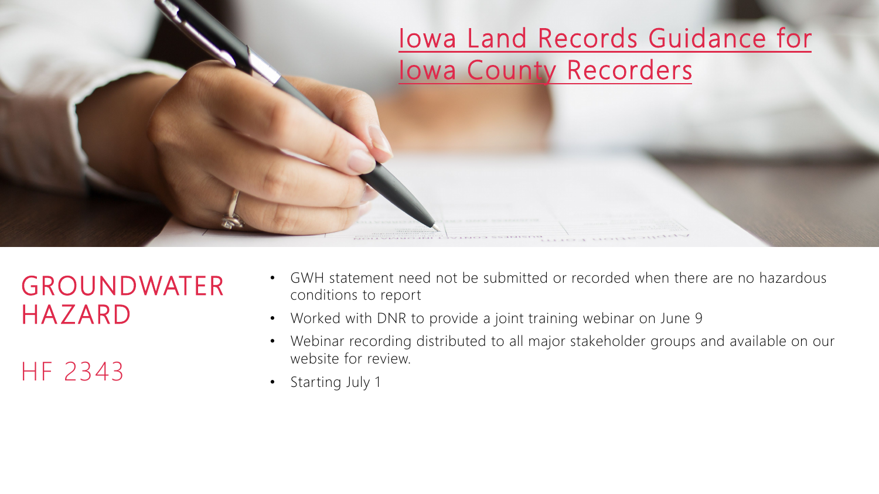# Iowa Land Records Guidance for Iowa County Recorders

## GROUNDWATER HAZARD

### HF 2343

- GWH statement need not be submitted or recorded when there are no hazardous conditions to report
- Worked with DNR to provide a joint training webinar on June 9
- Webinar recording distributed to all major stakeholder groups and available on our website for review.
- Starting July 1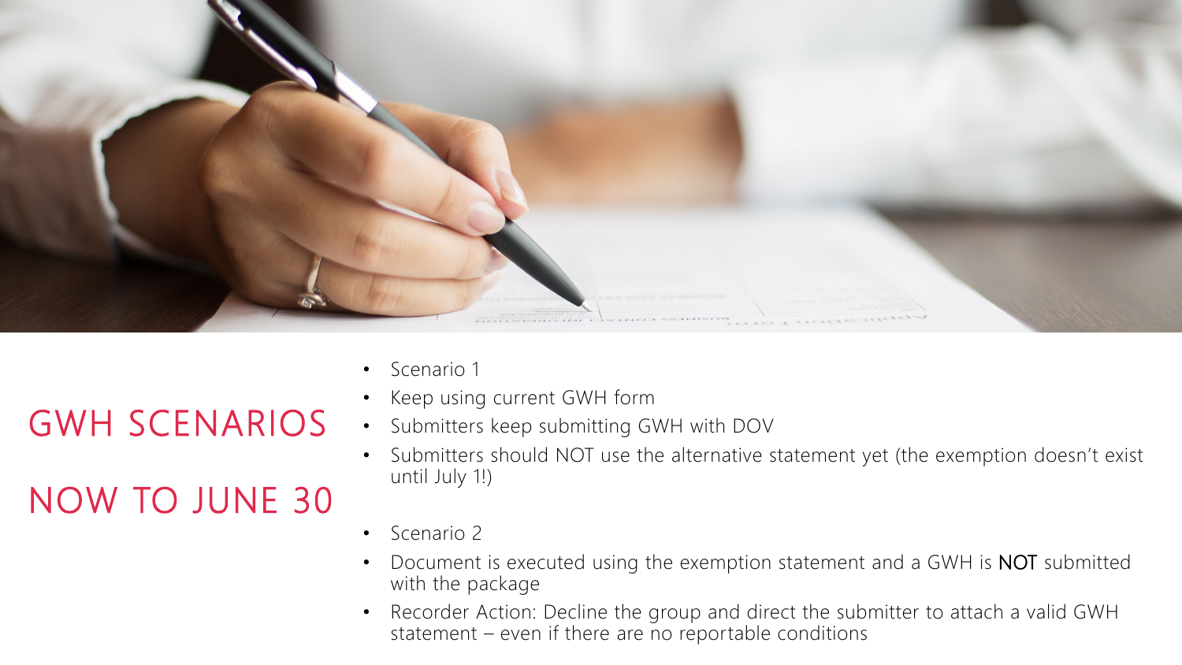# GWH SCENARIOS

# NOW TO JUNE 30

- Scenario 1
- Keep using current GWH form
- Submitters keep submitting GWH with DOV
- Submitters should NOT use the alternative statement yet (the exemption doesn't exist until July 1!)

- Scenario 2
- Document is executed using the exemption statement and a GWH is NOT submitted with the package
- Recorder Action: Decline the group and direct the submitter to attach a valid GWH statement – even if there are no reportable conditions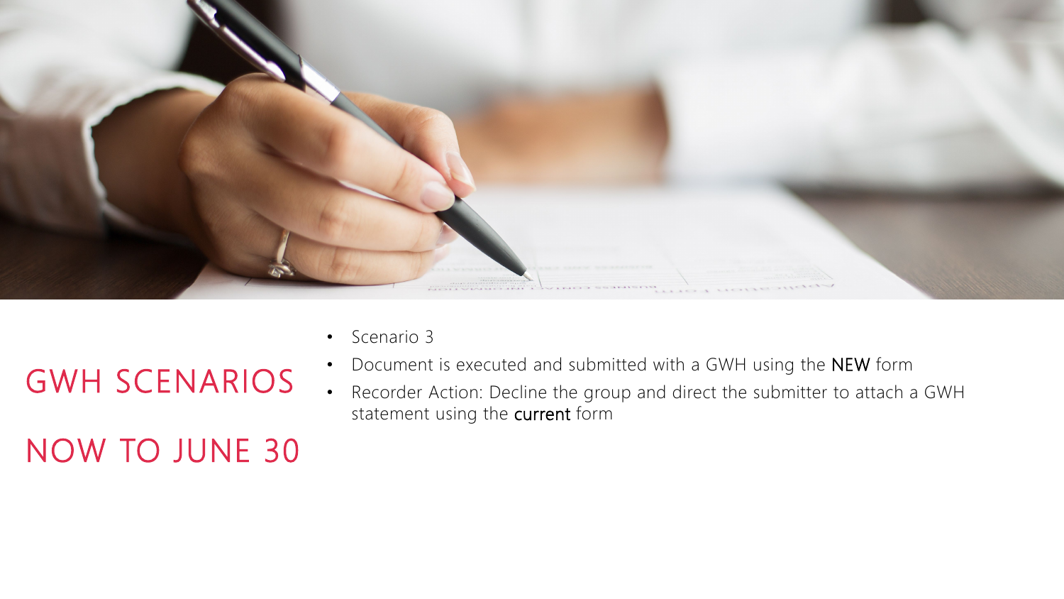# GWH SCENARIOS

# NOW TO JUNE 30

- Scenario 3
- Document is executed and submitted with a GWH using the **NEW** form
- Recorder Action: Decline the group and direct the submitter to attach a GWH statement using the **current** form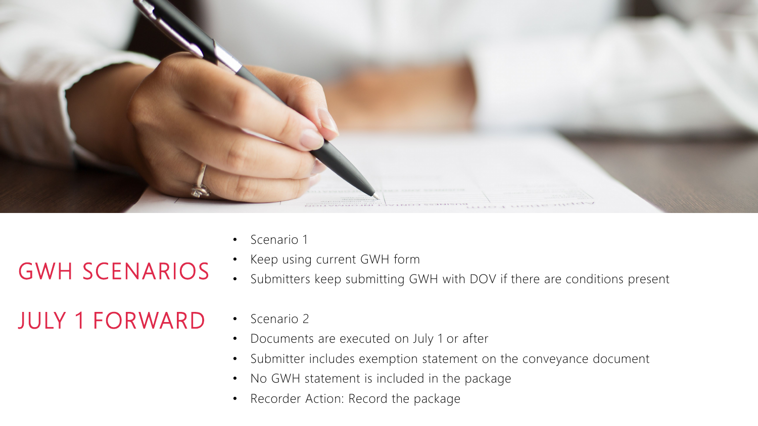# GWH SCENARIOS

# JULY 1 FORWARD

- Scenario 1
- Keep using current GWH form
- Submitters keep submitting GWH with DOV if there are conditions present

- Scenario 2
- Documents are executed on July 1 or after
- Submitter includes exemption statement on the conveyance document
- No GWH statement is included in the package
- Recorder Action: Record the package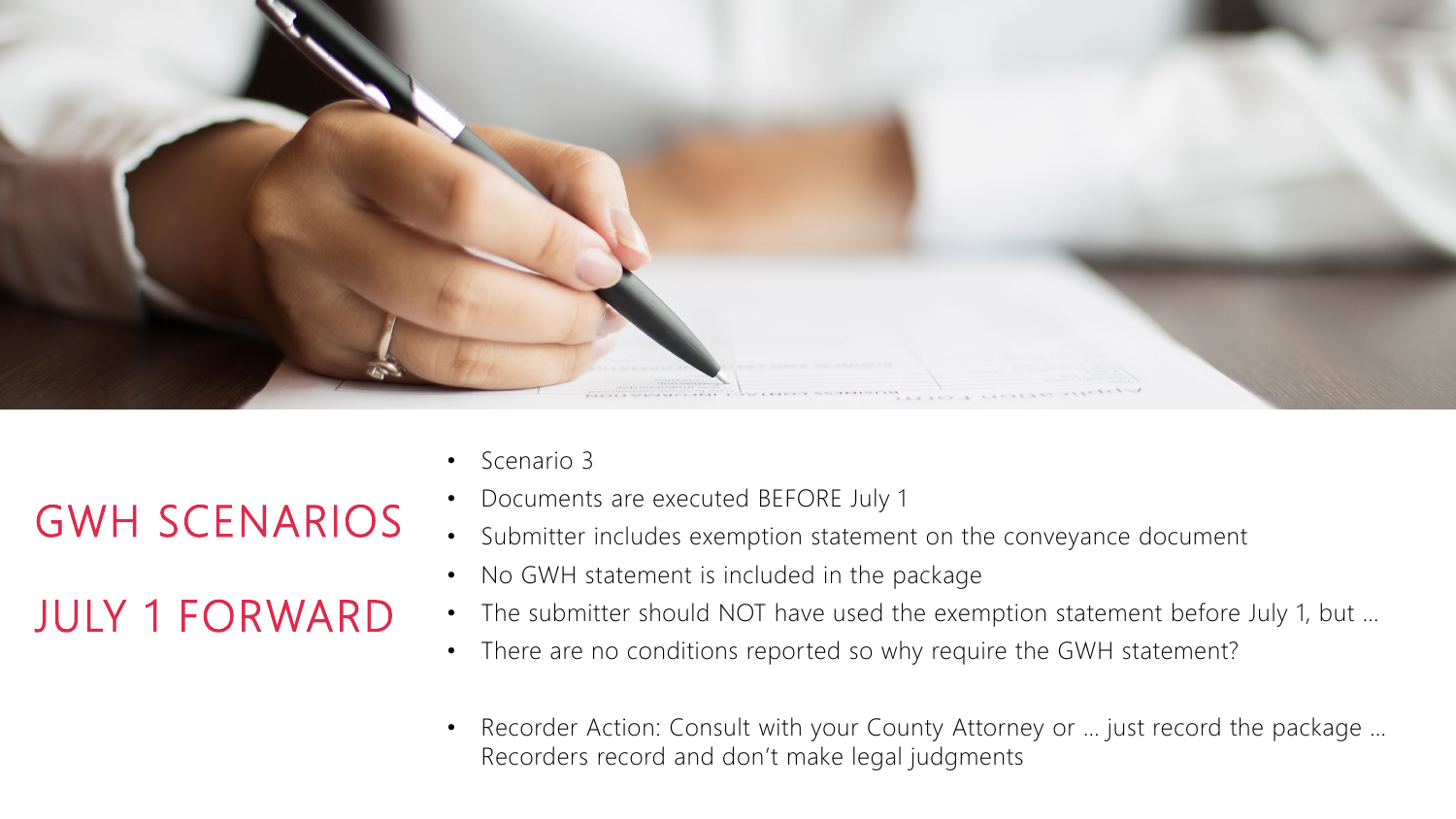# GWH SCENARIOS

# JULY 1 FORWARD

- Scenario 3
- Documents are executed BEFORE July 1
- Submitter includes exemption statement on the conveyance document
- No GWH statement is included in the package
- The submitter should NOT have used the exemption statement before July 1, but …
- There are no conditions reported so why require the GWH statement?

- Recorder Action: Consult with your County Attorney or … just record the package … Recorders record and don't make legal judgments